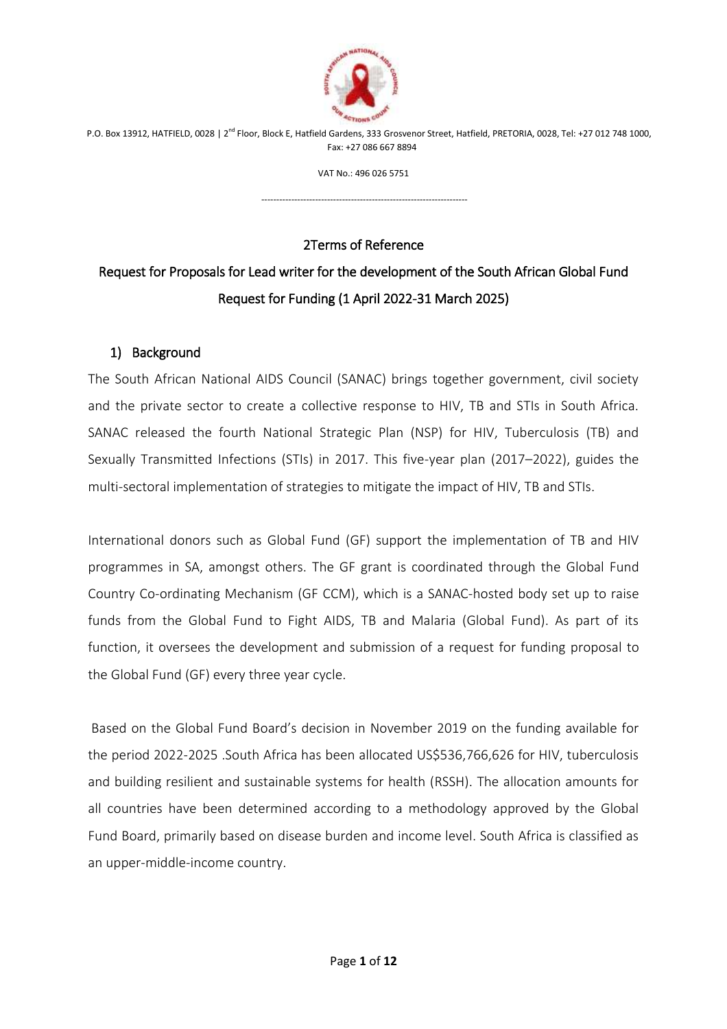P.O. Box 13912, HATFIELD, 0028 | 2nd Floor, Block E, Hatfield Gardens, 333 Grosvenor Street, Hatfield, PRETORIA, 0028, Tel: +27 012 748 1000, Fax: +27 086 667 8894

VAT No.: 496 026 5751

---

# 2Terms of Reference

# Request for Proposals for Lead writer for the development of the South African Global Fund Request for Funding (1 April 2022-31 March 2025)

## 1) Background

The South African National AIDS Council (SANAC) brings together government, civil society and the private sector to create a collective response to HIV, TB and STIs in South Africa. SANAC released the fourth National Strategic Plan (NSP) for HIV, Tuberculosis (TB) and Sexually Transmitted Infections (STIs) in 2017. This five-year plan (2017–2022), guides the multi-sectoral implementation of strategies to mitigate the impact of HIV, TB and STIs.

International donors such as Global Fund (GF) support the implementation of TB and HIV programmes in SA, amongst others. The GF grant is coordinated through the Global Fund Country Co-ordinating Mechanism (GF CCM), which is a SANAC-hosted body set up to raise funds from the Global Fund to Fight AIDS, TB and Malaria (Global Fund). As part of its function, it oversees the development and submission of a request for funding proposal to the Global Fund (GF) every three year cycle.

Based on the Global Fund Board's decision in November 2019 on the funding available for the period 2022-2025 .South Africa has been allocated US$536,766,626 for HIV, tuberculosis and building resilient and sustainable systems for health (RSSH). The allocation amounts for all countries have been determined according to a methodology approved by the Global Fund Board, primarily based on disease burden and income level. South Africa is classified as an upper-middle-income country.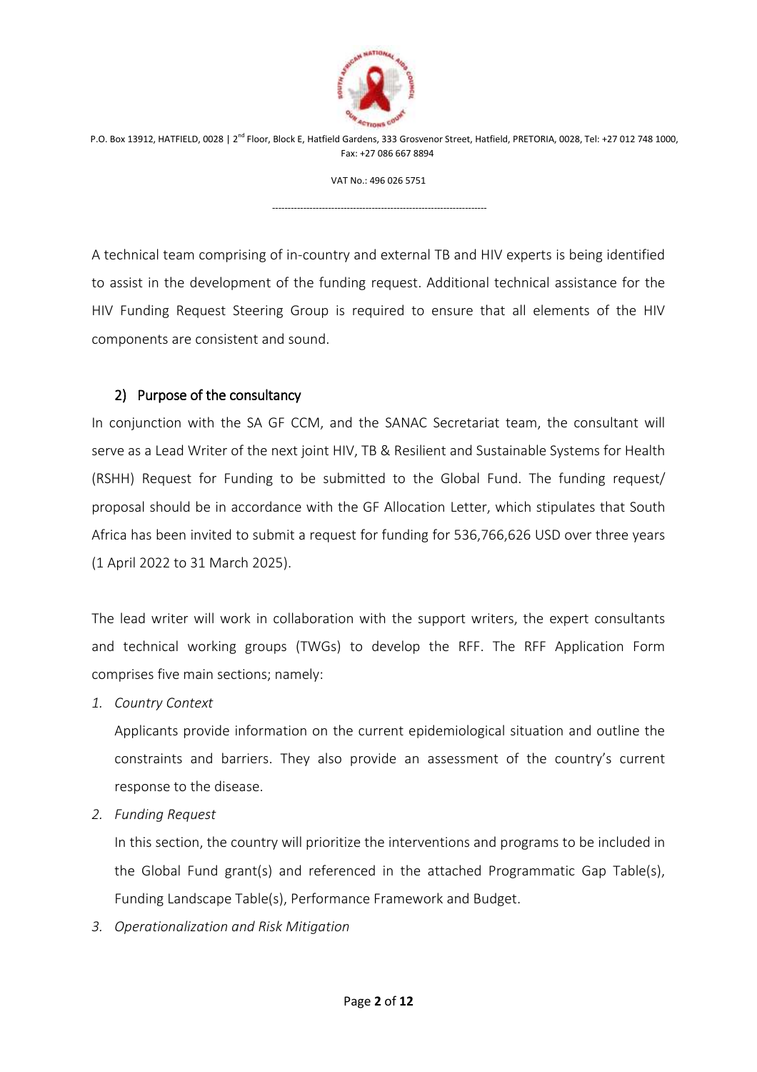A technical team comprising of in-country and external TB and HIV experts is being identified to assist in the development of the funding request. Additional technical assistance for the HIV Funding Request Steering Group is required to ensure that all elements of the HIV components are consistent and sound.

## 2) Purpose of the consultancy

In conjunction with the SA GF CCM, and the SANAC Secretariat team, the consultant will serve as a Lead Writer of the next joint HIV, TB & Resilient and Sustainable Systems for Health (RSHH) Request for Funding to be submitted to the Global Fund. The funding request/ proposal should be in accordance with the GF Allocation Letter, which stipulates that South Africa has been invited to submit a request for funding for 536,766,626 USD over three years (1 April 2022 to 31 March 2025).

The lead writer will work in collaboration with the support writers, the expert consultants and technical working groups (TWGs) to develop the RFF. The RFF Application Form comprises five main sections; namely:

1. *Country Context*

   Applicants provide information on the current epidemiological situation and outline the constraints and barriers. They also provide an assessment of the country's current response to the disease.

2. *Funding Request*

   In this section, the country will prioritize the interventions and programs to be included in the Global Fund grant(s) and referenced in the attached Programmatic Gap Table(s), Funding Landscape Table(s), Performance Framework and Budget.

3. *Operationalization and Risk Mitigation*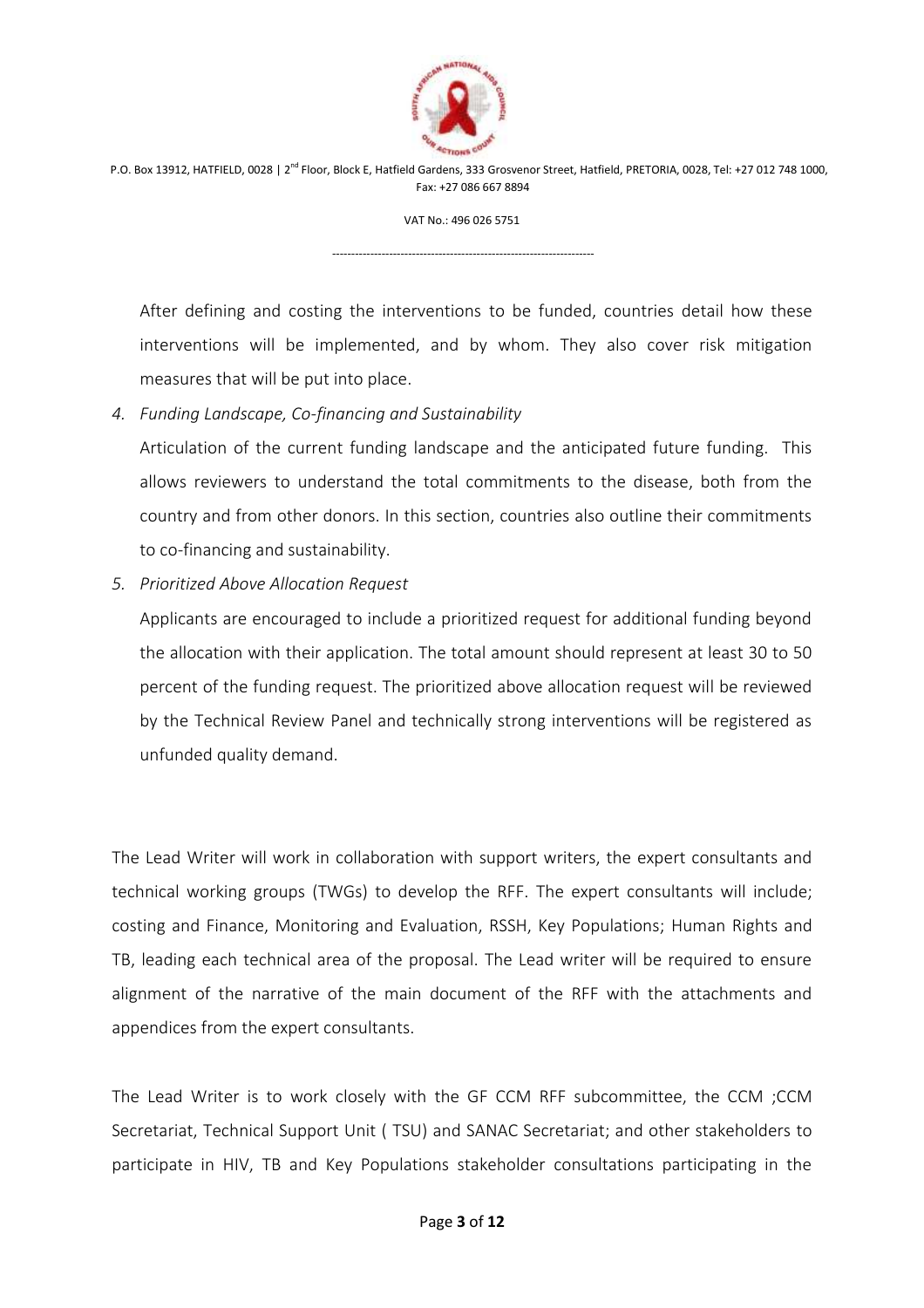After defining and costing the interventions to be funded, countries detail how these interventions will be implemented, and by whom. They also cover risk mitigation measures that will be put into place.

4. *Funding Landscape, Co-financing and Sustainability*

   Articulation of the current funding landscape and the anticipated future funding. This allows reviewers to understand the total commitments to the disease, both from the country and from other donors. In this section, countries also outline their commitments to co-financing and sustainability.

5. *Prioritized Above Allocation Request*

   Applicants are encouraged to include a prioritized request for additional funding beyond the allocation with their application. The total amount should represent at least 30 to 50 percent of the funding request. The prioritized above allocation request will be reviewed by the Technical Review Panel and technically strong interventions will be registered as unfunded quality demand.

The Lead Writer will work in collaboration with support writers, the expert consultants and technical working groups (TWGs) to develop the RFF. The expert consultants will include; costing and Finance, Monitoring and Evaluation, RSSH, Key Populations; Human Rights and TB, leading each technical area of the proposal. The Lead writer will be required to ensure alignment of the narrative of the main document of the RFF with the attachments and appendices from the expert consultants.

The Lead Writer is to work closely with the GF CCM RFF subcommittee, the CCM ;CCM Secretariat, Technical Support Unit ( TSU) and SANAC Secretariat; and other stakeholders to participate in HIV, TB and Key Populations stakeholder consultations participating in the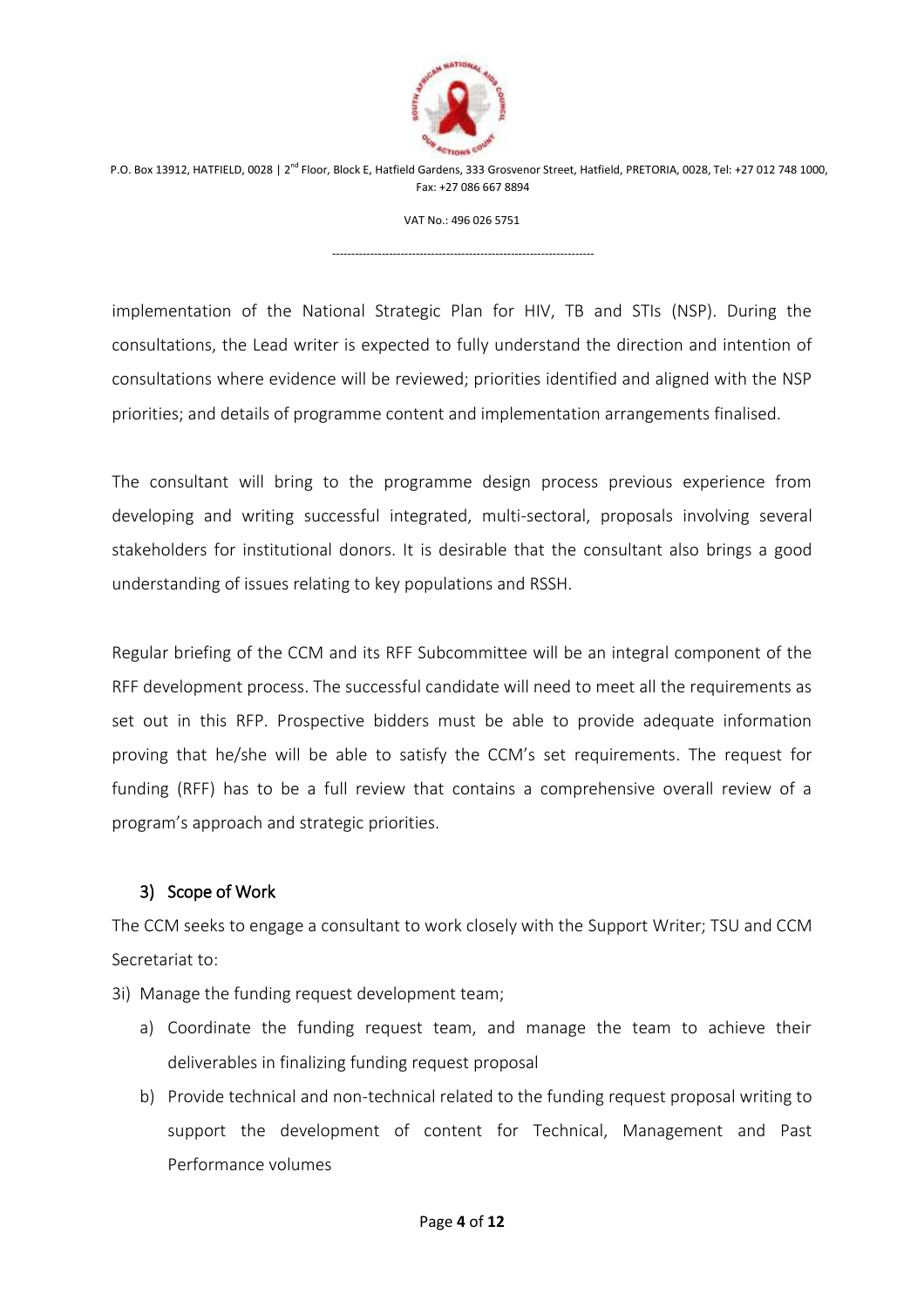implementation of the National Strategic Plan for HIV, TB and STIs (NSP). During the consultations, the Lead writer is expected to fully understand the direction and intention of consultations where evidence will be reviewed; priorities identified and aligned with the NSP priorities; and details of programme content and implementation arrangements finalised.

The consultant will bring to the programme design process previous experience from developing and writing successful integrated, multi-sectoral, proposals involving several stakeholders for institutional donors. It is desirable that the consultant also brings a good understanding of issues relating to key populations and RSSH.

Regular briefing of the CCM and its RFF Subcommittee will be an integral component of the RFF development process. The successful candidate will need to meet all the requirements as set out in this RFP. Prospective bidders must be able to provide adequate information proving that he/she will be able to satisfy the CCM's set requirements. The request for funding (RFF) has to be a full review that contains a comprehensive overall review of a program's approach and strategic priorities.

## 3) Scope of Work

The CCM seeks to engage a consultant to work closely with the Support Writer; TSU and CCM Secretariat to:

3i) Manage the funding request development team;

a) Coordinate the funding request team, and manage the team to achieve their deliverables in finalizing funding request proposal

b) Provide technical and non-technical related to the funding request proposal writing to support the development of content for Technical, Management and Past Performance volumes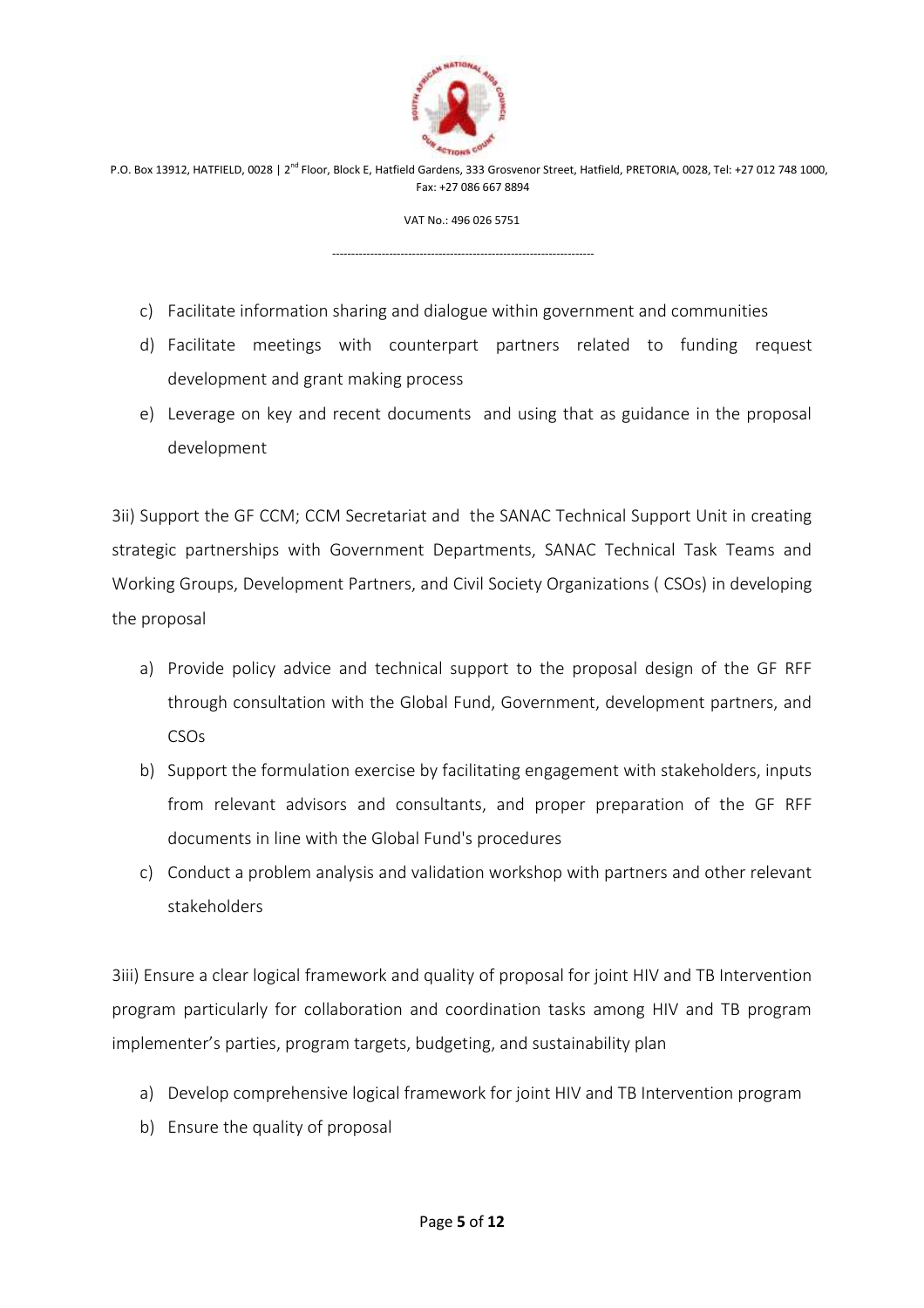c) Facilitate information sharing and dialogue within government and communities
d) Facilitate meetings with counterpart partners related to funding request development and grant making process
e) Leverage on key and recent documents and using that as guidance in the proposal development

3ii) Support the GF CCM; CCM Secretariat and the SANAC Technical Support Unit in creating strategic partnerships with Government Departments, SANAC Technical Task Teams and Working Groups, Development Partners, and Civil Society Organizations ( CSOs) in developing the proposal

a) Provide policy advice and technical support to the proposal design of the GF RFF through consultation with the Global Fund, Government, development partners, and CSOs
b) Support the formulation exercise by facilitating engagement with stakeholders, inputs from relevant advisors and consultants, and proper preparation of the GF RFF documents in line with the Global Fund's procedures
c) Conduct a problem analysis and validation workshop with partners and other relevant stakeholders

3iii) Ensure a clear logical framework and quality of proposal for joint HIV and TB Intervention program particularly for collaboration and coordination tasks among HIV and TB program implementer's parties, program targets, budgeting, and sustainability plan

a) Develop comprehensive logical framework for joint HIV and TB Intervention program
b) Ensure the quality of proposal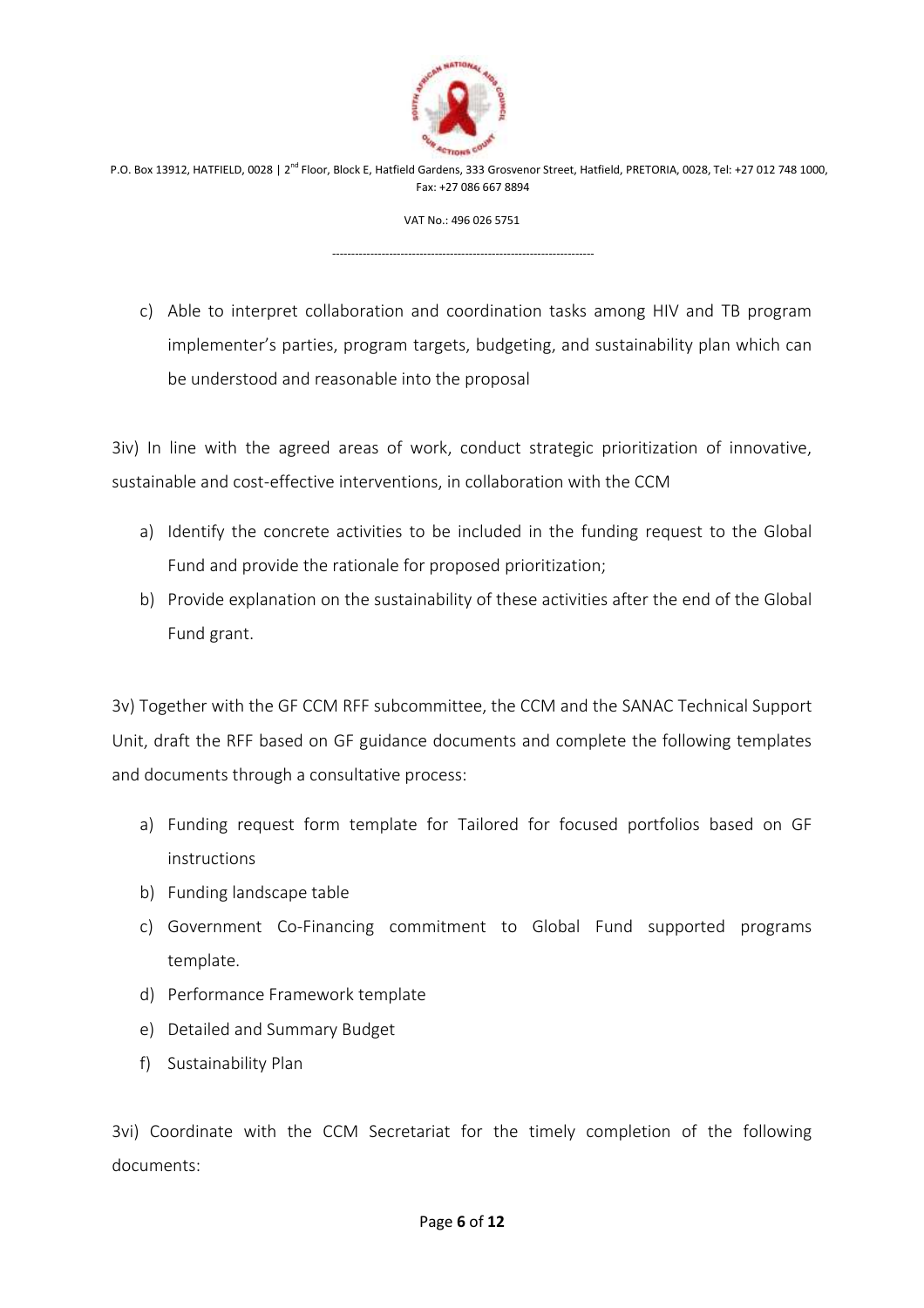c) Able to interpret collaboration and coordination tasks among HIV and TB program implementer's parties, program targets, budgeting, and sustainability plan which can be understood and reasonable into the proposal

3iv) In line with the agreed areas of work, conduct strategic prioritization of innovative, sustainable and cost-effective interventions, in collaboration with the CCM

a) Identify the concrete activities to be included in the funding request to the Global Fund and provide the rationale for proposed prioritization;
b) Provide explanation on the sustainability of these activities after the end of the Global Fund grant.

3v) Together with the GF CCM RFF subcommittee, the CCM and the SANAC Technical Support Unit, draft the RFF based on GF guidance documents and complete the following templates and documents through a consultative process:

a) Funding request form template for Tailored for focused portfolios based on GF instructions
b) Funding landscape table
c) Government Co-Financing commitment to Global Fund supported programs template.
d) Performance Framework template
e) Detailed and Summary Budget
f) Sustainability Plan

3vi) Coordinate with the CCM Secretariat for the timely completion of the following documents: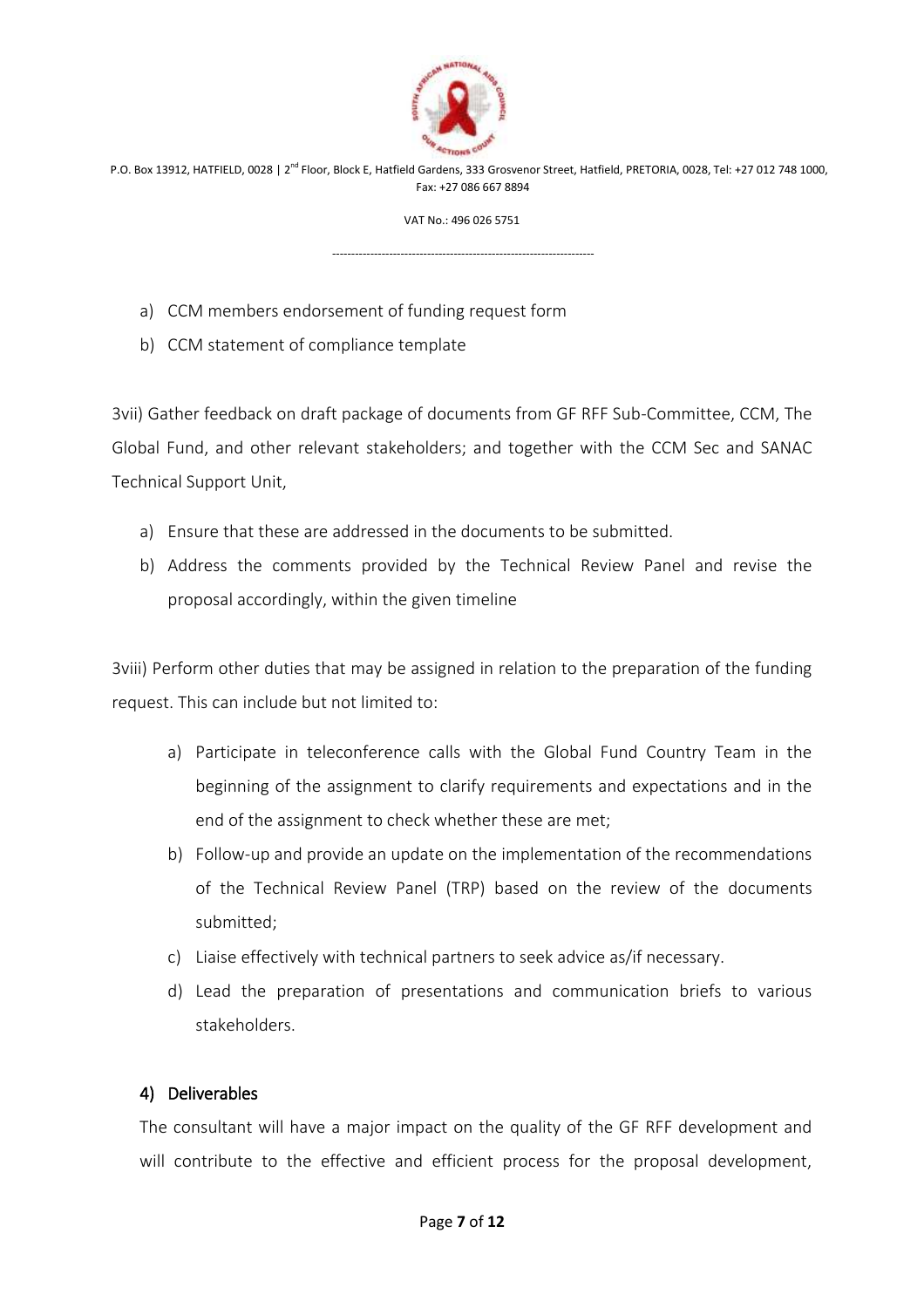a) CCM members endorsement of funding request form
b) CCM statement of compliance template

3vii) Gather feedback on draft package of documents from GF RFF Sub-Committee, CCM, The Global Fund, and other relevant stakeholders; and together with the CCM Sec and SANAC Technical Support Unit,

a) Ensure that these are addressed in the documents to be submitted.
b) Address the comments provided by the Technical Review Panel and revise the proposal accordingly, within the given timeline

3viii) Perform other duties that may be assigned in relation to the preparation of the funding request. This can include but not limited to:

a) Participate in teleconference calls with the Global Fund Country Team in the beginning of the assignment to clarify requirements and expectations and in the end of the assignment to check whether these are met;
b) Follow-up and provide an update on the implementation of the recommendations of the Technical Review Panel (TRP) based on the review of the documents submitted;
c) Liaise effectively with technical partners to seek advice as/if necessary.
d) Lead the preparation of presentations and communication briefs to various stakeholders.

## 4) Deliverables

The consultant will have a major impact on the quality of the GF RFF development and will contribute to the effective and efficient process for the proposal development,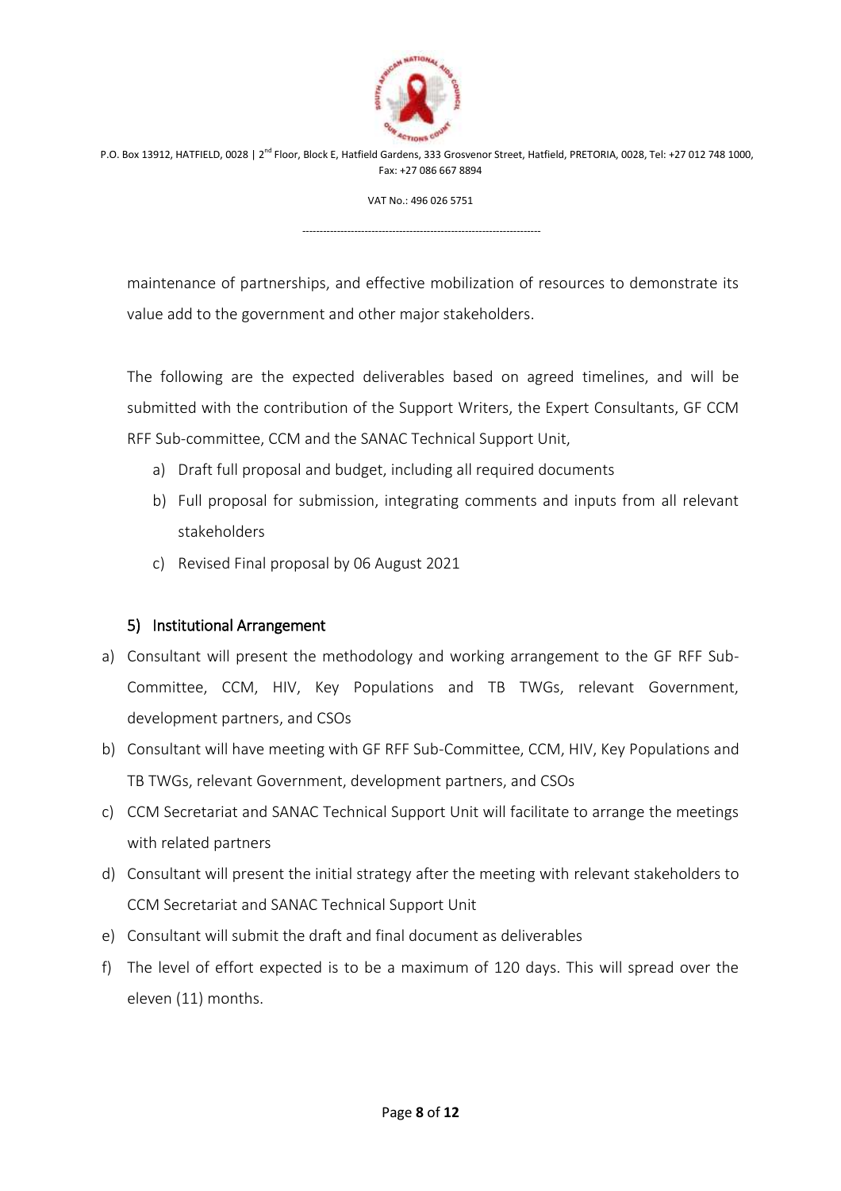maintenance of partnerships, and effective mobilization of resources to demonstrate its value add to the government and other major stakeholders.

The following are the expected deliverables based on agreed timelines, and will be submitted with the contribution of the Support Writers, the Expert Consultants, GF CCM RFF Sub-committee, CCM and the SANAC Technical Support Unit,

a) Draft full proposal and budget, including all required documents
b) Full proposal for submission, integrating comments and inputs from all relevant stakeholders
c) Revised Final proposal by 06 August 2021

## 5) Institutional Arrangement

a) Consultant will present the methodology and working arrangement to the GF RFF Sub-Committee, CCM, HIV, Key Populations and TB TWGs, relevant Government, development partners, and CSOs
b) Consultant will have meeting with GF RFF Sub-Committee, CCM, HIV, Key Populations and TB TWGs, relevant Government, development partners, and CSOs
c) CCM Secretariat and SANAC Technical Support Unit will facilitate to arrange the meetings with related partners
d) Consultant will present the initial strategy after the meeting with relevant stakeholders to CCM Secretariat and SANAC Technical Support Unit
e) Consultant will submit the draft and final document as deliverables
f) The level of effort expected is to be a maximum of 120 days. This will spread over the eleven (11) months.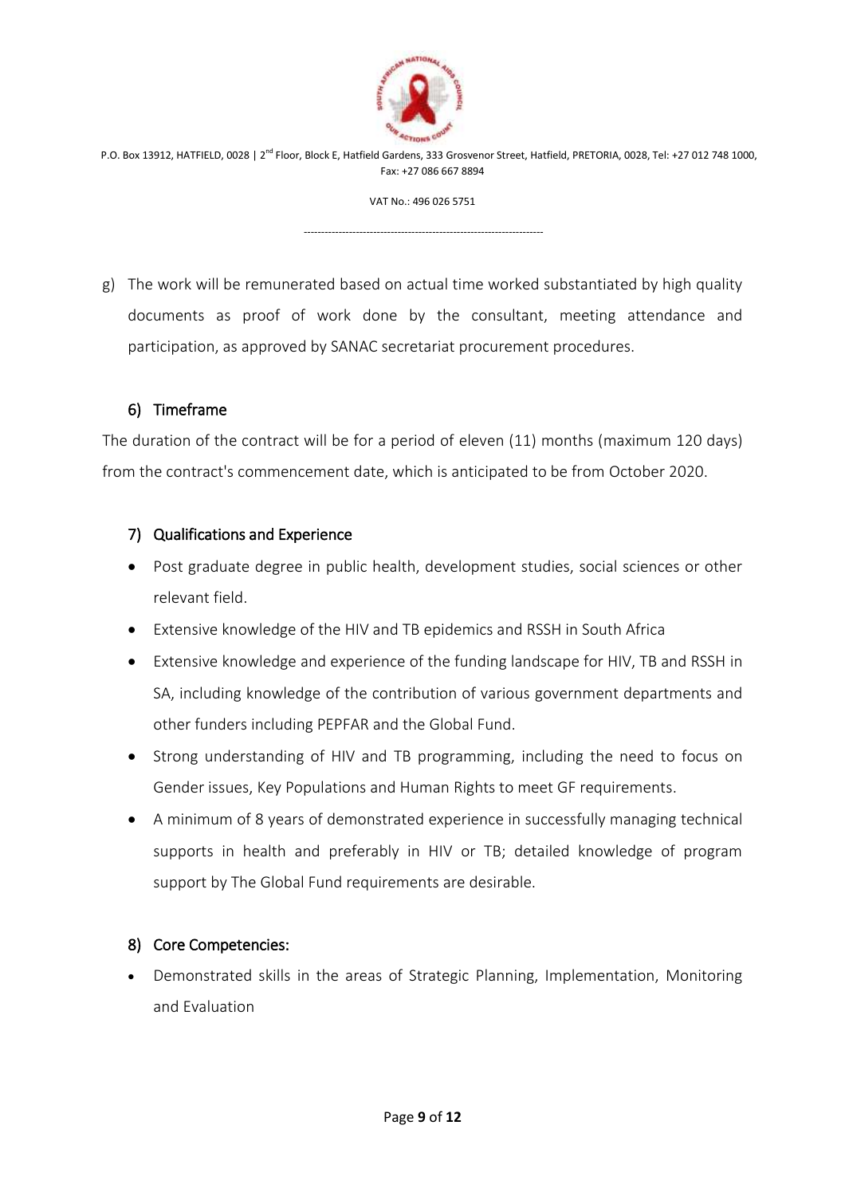g) The work will be remunerated based on actual time worked substantiated by high quality documents as proof of work done by the consultant, meeting attendance and participation, as approved by SANAC secretariat procurement procedures.

## 6) Timeframe

The duration of the contract will be for a period of eleven (11) months (maximum 120 days) from the contract's commencement date, which is anticipated to be from October 2020.

## 7) Qualifications and Experience

- Post graduate degree in public health, development studies, social sciences or other relevant field.
- Extensive knowledge of the HIV and TB epidemics and RSSH in South Africa
- Extensive knowledge and experience of the funding landscape for HIV, TB and RSSH in SA, including knowledge of the contribution of various government departments and other funders including PEPFAR and the Global Fund.
- Strong understanding of HIV and TB programming, including the need to focus on Gender issues, Key Populations and Human Rights to meet GF requirements.
- A minimum of 8 years of demonstrated experience in successfully managing technical supports in health and preferably in HIV or TB; detailed knowledge of program support by The Global Fund requirements are desirable.

## 8) Core Competencies:

- Demonstrated skills in the areas of Strategic Planning, Implementation, Monitoring and Evaluation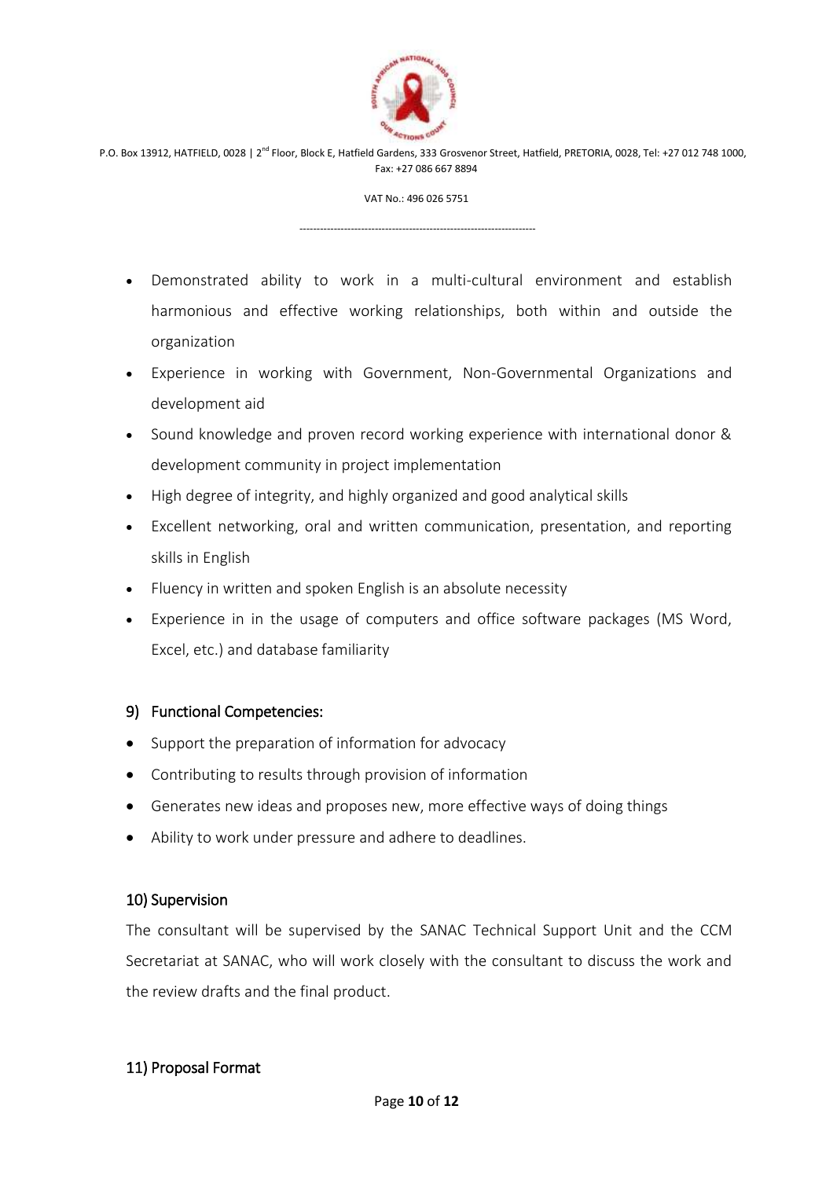- Demonstrated ability to work in a multi-cultural environment and establish harmonious and effective working relationships, both within and outside the organization
- Experience in working with Government, Non-Governmental Organizations and development aid
- Sound knowledge and proven record working experience with international donor & development community in project implementation
- High degree of integrity, and highly organized and good analytical skills
- Excellent networking, oral and written communication, presentation, and reporting skills in English
- Fluency in written and spoken English is an absolute necessity
- Experience in in the usage of computers and office software packages (MS Word, Excel, etc.) and database familiarity

## 9) Functional Competencies:

- Support the preparation of information for advocacy
- Contributing to results through provision of information
- Generates new ideas and proposes new, more effective ways of doing things
- Ability to work under pressure and adhere to deadlines.

## 10) Supervision

The consultant will be supervised by the SANAC Technical Support Unit and the CCM Secretariat at SANAC, who will work closely with the consultant to discuss the work and the review drafts and the final product.

## 11) Proposal Format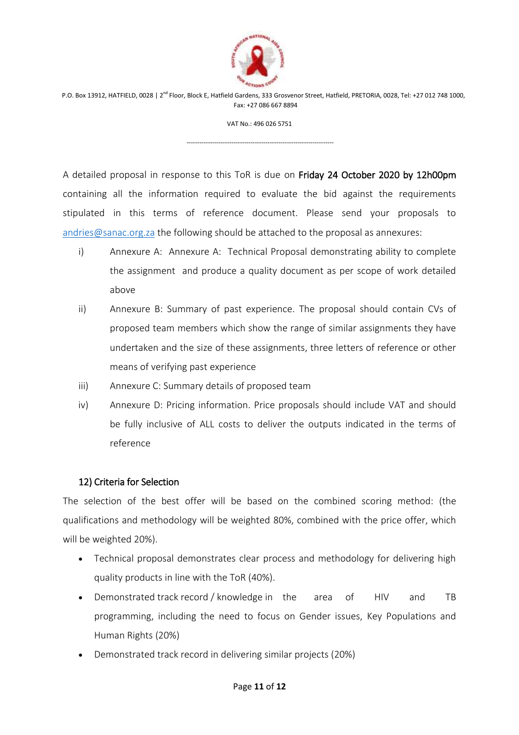A detailed proposal in response to this ToR is due on **Friday 24 October 2020 by 12h00pm** containing all the information required to evaluate the bid against the requirements stipulated in this terms of reference document. Please send your proposals to andries@sanac.org.za the following should be attached to the proposal as annexures:

i) Annexure A: Annexure A: Technical Proposal demonstrating ability to complete the assignment and produce a quality document as per scope of work detailed above

ii) Annexure B: Summary of past experience. The proposal should contain CVs of proposed team members which show the range of similar assignments they have undertaken and the size of these assignments, three letters of reference or other means of verifying past experience

iii) Annexure C: Summary details of proposed team

iv) Annexure D: Pricing information. Price proposals should include VAT and should be fully inclusive of ALL costs to deliver the outputs indicated in the terms of reference

## 12) Criteria for Selection

The selection of the best offer will be based on the combined scoring method: (the qualifications and methodology will be weighted 80%, combined with the price offer, which will be weighted 20%).

- Technical proposal demonstrates clear process and methodology for delivering high quality products in line with the ToR (40%).
- Demonstrated track record / knowledge in the area of HIV and TB programming, including the need to focus on Gender issues, Key Populations and Human Rights (20%)
- Demonstrated track record in delivering similar projects (20%)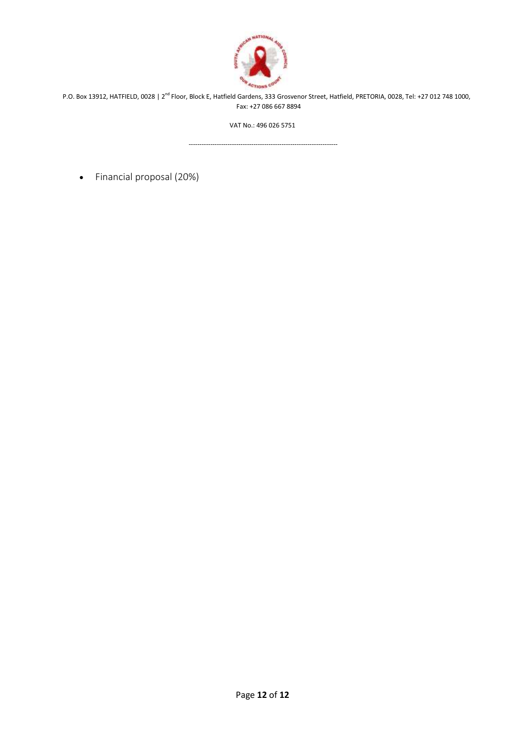- Financial proposal (20%)